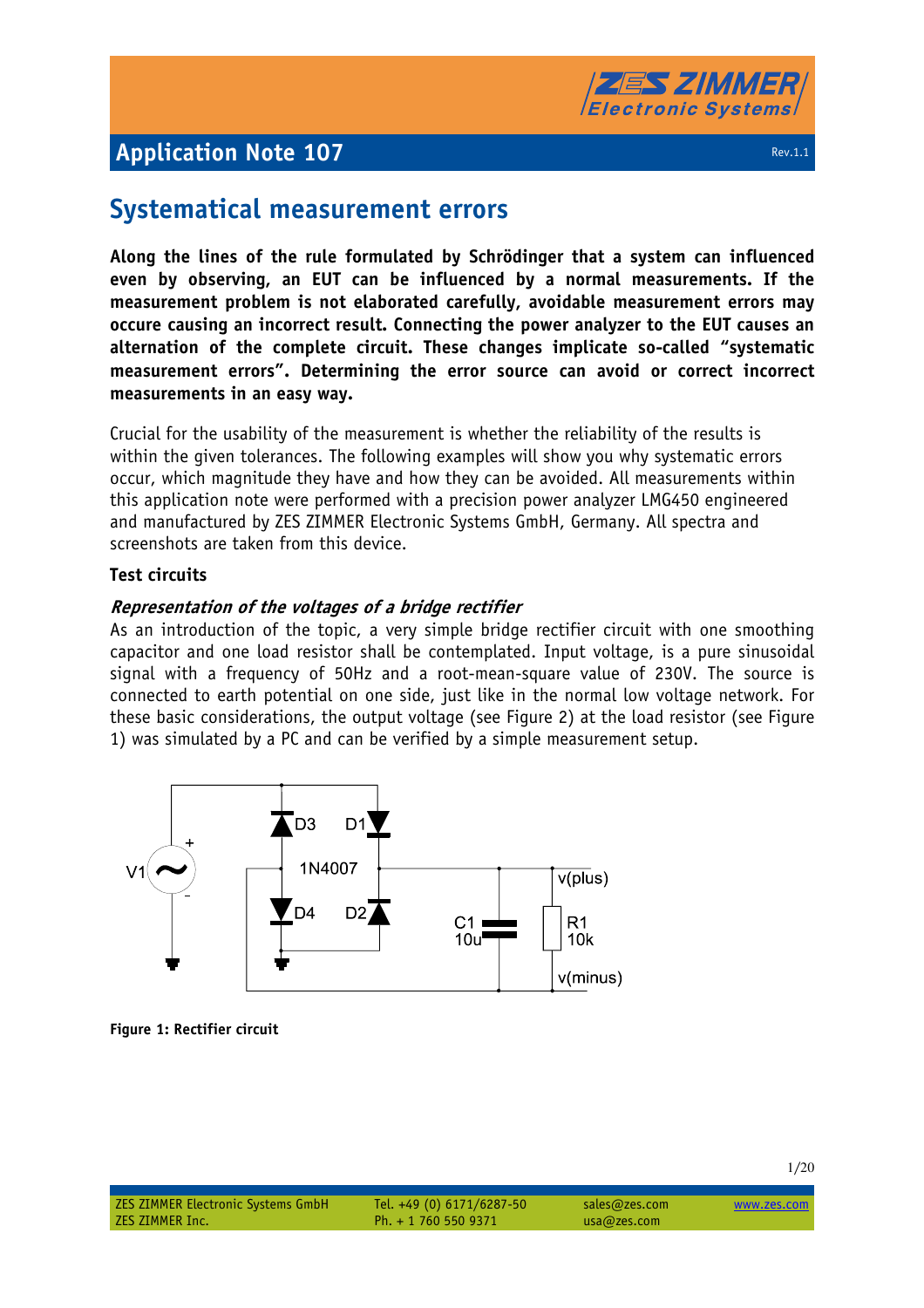Application Note 107

# Systematical measurement errors

**Along the lines of the rule formulated by Schrödinger that a system can influenced even by observing, an EUT can be influenced by a normal measurements. If the measurement problem is not elaborated carefully, avoidable measurement errors may occure causing an incorrect result. Connecting the power analyzer to the EUT causes an alternation of the complete circuit. These changes implicate so-called "systematic measurement errors". Determining the error source can avoid or correct incorrect measurements in an easy way.**

Crucial for the usability of the measurement is whether the reliability of the results is within the given tolerances. The following examples will show you why systematic errors occur, which magnitude they have and how they can be avoided. All measurements within this application note were performed with a precision power analyzer LMG450 engineered and manufactured by ZES ZIMMER Electronic Systems GmbH, Germany. All spectra and screenshots are taken from this device.

### Test circuits

#### *Representation of the voltages of a bridge rectifier*

As an introduction of the topic, a very simple bridge rectifier circuit with one smoothing capacitor and one load resistor shall be contemplated. Input voltage, is a pure sinusoidal signal with a frequency of 50Hz and a root-mean-square value of 230V. The source is connected to earth potential on one side, just like in the normal low voltage network. For these basic considerations, the output voltage (see Figure 2) at the load resistor (see Figure 1) was simulated by a PC and can be verified by a simple measurement setup.

**Figure 1: Rectifier circuit**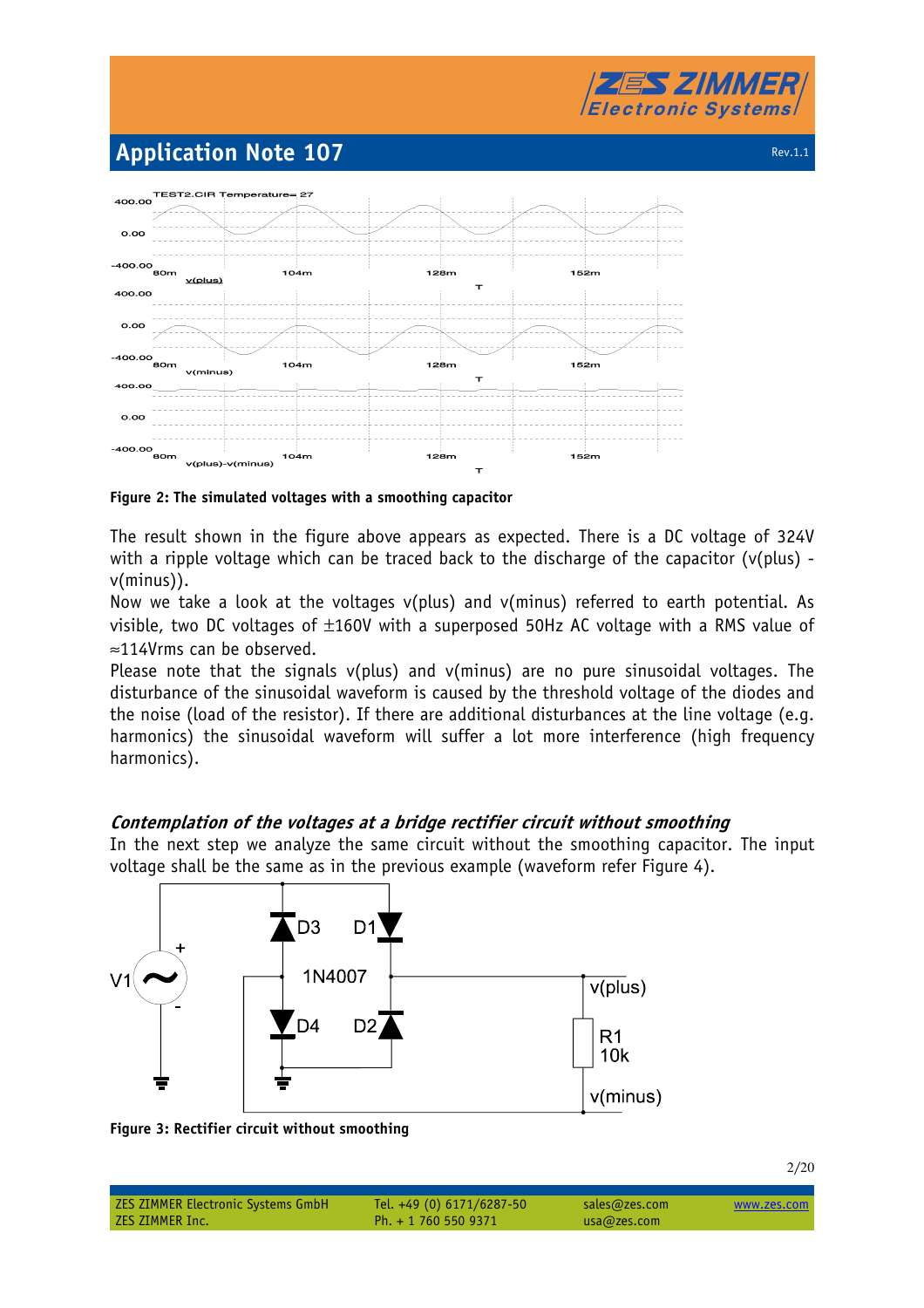Figure 2: The simulated voltages with a smoothing capacitor

The result shown in the figure above appears as expected. There is a DC voltage of 324V with a ripple voltage which can be traced back to the discharge of the capacitor (v(plus) - v(minus)).

Now we take a look at the voltages v(plus) and v(minus) referred to earth potential. As visible, two DC voltages of ±160V with a superposed 50Hz AC voltage with a RMS value of ≈114Vrms can be observed.

Please note that the signals v(plus) and v(minus) are no pure sinusoidal voltages. The disturbance of the sinusoidal waveform is caused by the threshold voltage of the diodes and the noise (load of the resistor). If there are additional disturbances at the line voltage (e.g. harmonics) the sinusoidal waveform will suffer a lot more interference (high frequency harmonics).

### *Contemplation of the voltages at a bridge rectifier circuit without smoothing*

In the next step we analyze the same circuit without the smoothing capacitor. The input voltage shall be the same as in the previous example (waveform refer Figure 4).

Figure 3: Rectifier circuit without smoothing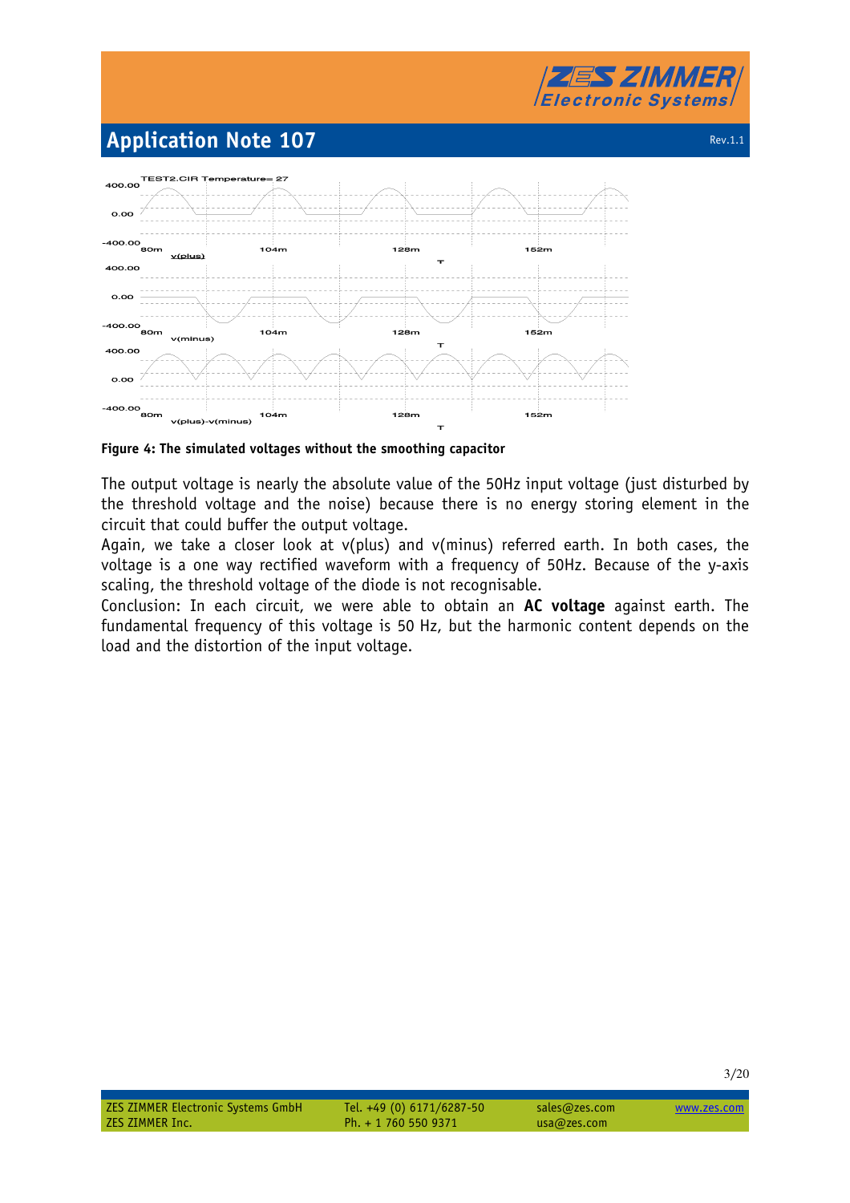Figure 4: The simulated voltages without the smoothing capacitor

The output voltage is nearly the absolute value of the 50Hz input voltage (just disturbed by the threshold voltage and the noise) because there is no energy storing element in the circuit that could buffer the output voltage.

Again, we take a closer look at v(plus) and v(minus) referred earth. In both cases, the voltage is a one way rectified waveform with a frequency of 50Hz. Because of the y-axis scaling, the threshold voltage of the diode is not recognisable.

Conclusion: In each circuit, we were able to obtain an **AC voltage** against earth. The fundamental frequency of this voltage is 50 Hz, but the harmonic content depends on the load and the distortion of the input voltage.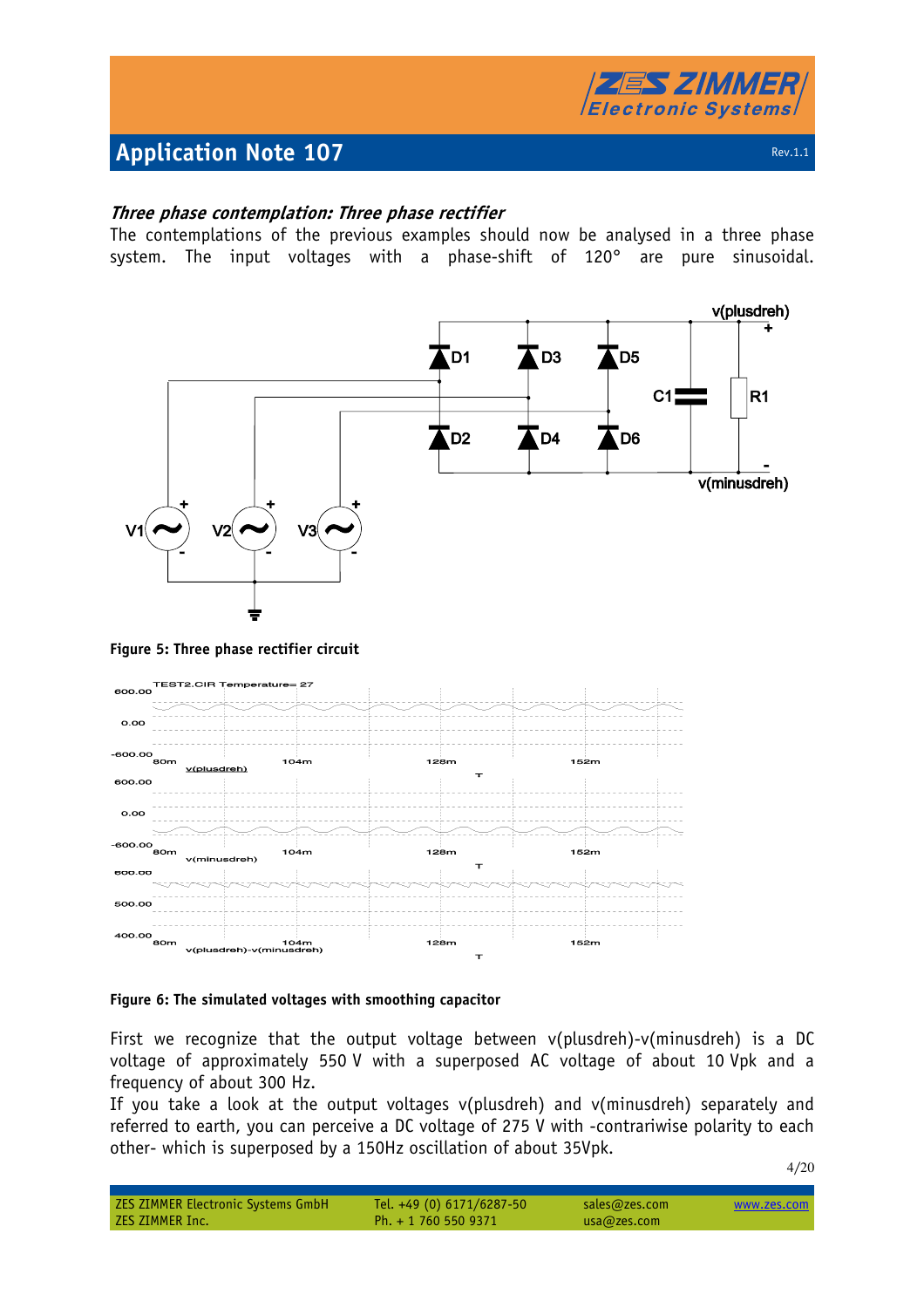### *Three phase contemplation: Three phase rectifier*

The contemplations of the previous examples should now be analysed in a three phase system. The input voltages with a phase-shift of 120° are pure sinusoidal.

**Figure 5: Three phase rectifier circuit**

**Figure 6: The simulated voltages with smoothing capacitor**

First we recognize that the output voltage between v(plusdreh)-v(minusdreh) is a DC voltage of approximately 550 V with a superposed AC voltage of about 10 Vpk and a frequency of about 300 Hz.

If you take a look at the output voltages v(plusdreh) and v(minusdreh) separately and referred to earth, you can perceive a DC voltage of 275 V with -contrariwise polarity to each other- which is superposed by a 150Hz oscillation of about 35Vpk.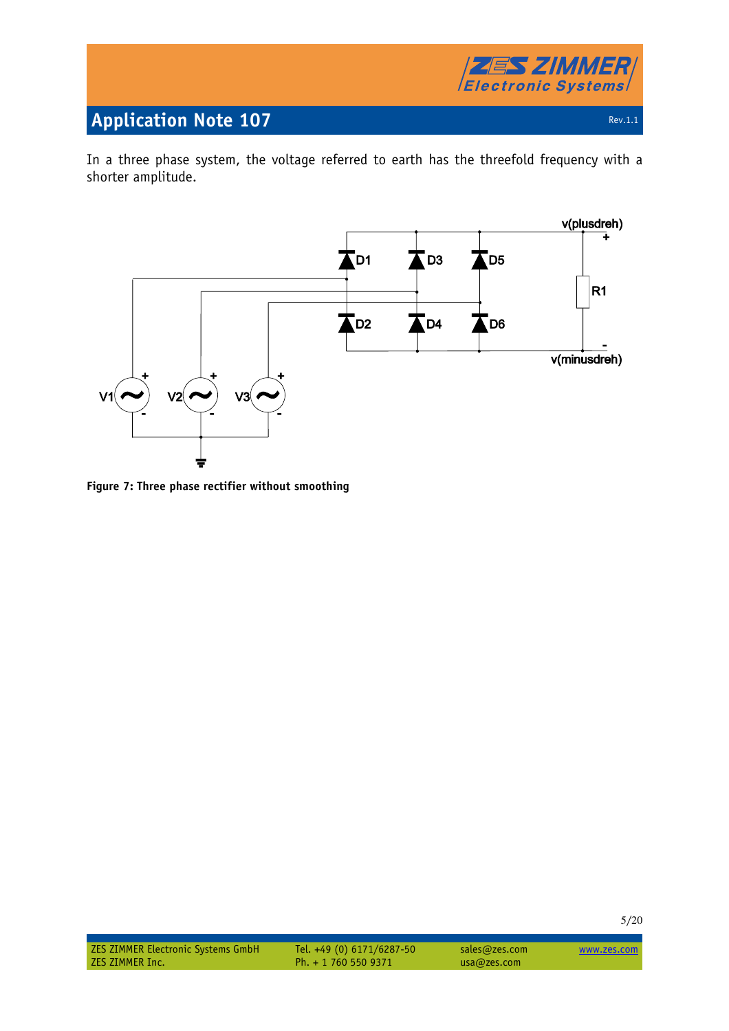In a three phase system, the voltage referred to earth has the threefold frequency with a shorter amplitude.

**Figure 7: Three phase rectifier without smoothing**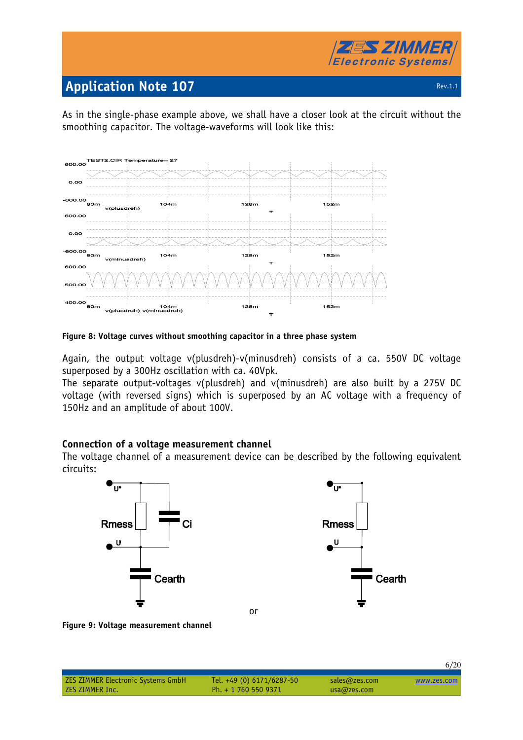As in the single-phase example above, we shall have a closer look at the circuit without the smoothing capacitor. The voltage-waveforms will look like this:

**Figure 8: Voltage curves without smoothing capacitor in a three phase system**

Again, the output voltage v(plusdreh)-v(minusdreh) consists of a ca. 550V DC voltage superposed by a 300Hz oscillation with ca. 40Vpk.
The separate output-voltages v(plusdreh) and v(minusdreh) are also built by a 275V DC voltage (with reversed signs) which is superposed by an AC voltage with a frequency of 150Hz and an amplitude of about 100V.

## Connection of a voltage measurement channel

The voltage channel of a measurement device can be described by the following equivalent circuits:

**Figure 9: Voltage measurement channel**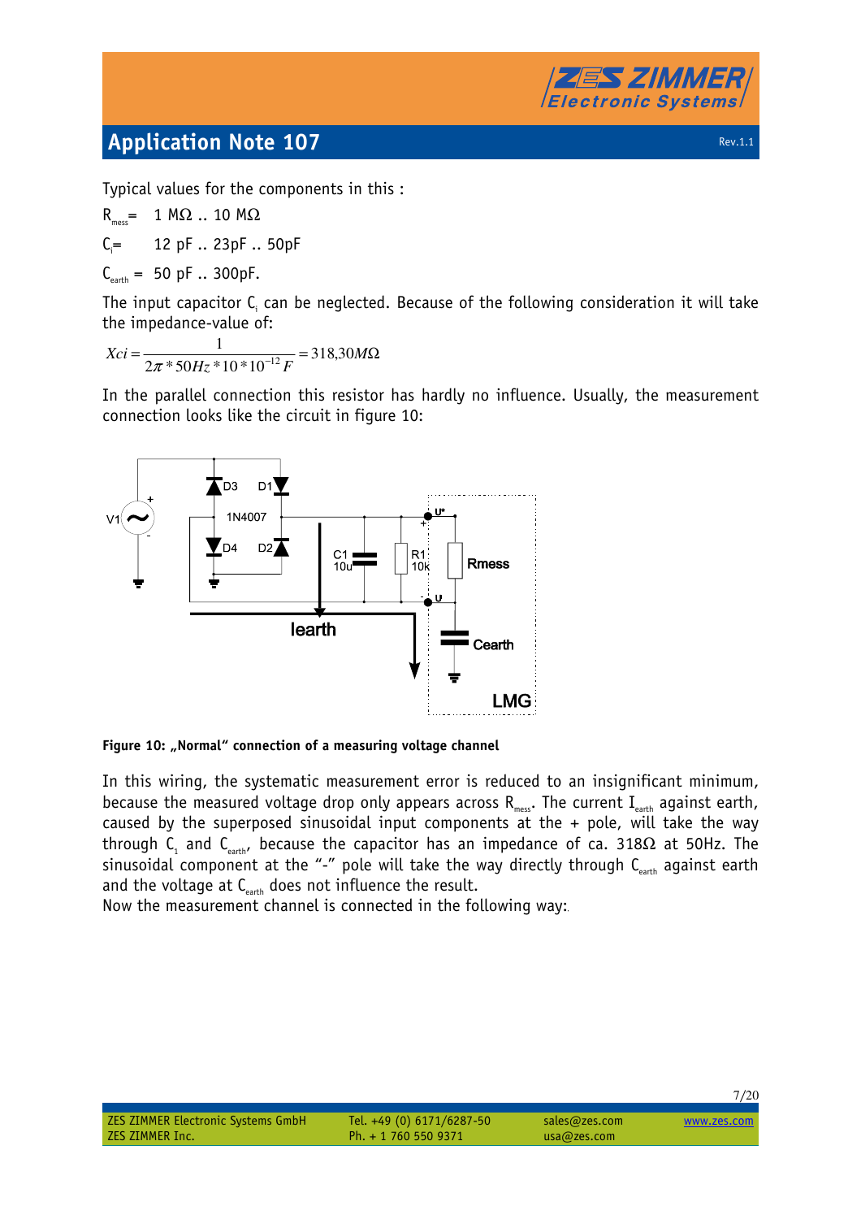Typical values for the components in this :

$R_{mess}$ = 1 MΩ .. 10 MΩ

$C_i$= 12 pF .. 23pF .. 50pF

$C_{earth}$ = 50 pF .. 300pF.

The input capacitor $C_i$ can be neglected. Because of the following consideration it will take the impedance-value of:

$$Xci = \frac{1}{2\pi * 50Hz * 10 * 10^{-12} F} = 318{,}30 M\Omega$$

In the parallel connection this resistor has hardly no influence. Usually, the measurement connection looks like the circuit in figure 10:

**Figure 10: „Normal“ connection of a measuring voltage channel**

In this wiring, the systematic measurement error is reduced to an insignificant minimum, because the measured voltage drop only appears across $R_{mess}$. The current $I_{earth}$ against earth, caused by the superposed sinusoidal input components at the + pole, will take the way through $C_1$ and $C_{earth}$, because the capacitor has an impedance of ca. 318Ω at 50Hz. The sinusoidal component at the "-" pole will take the way directly through $C_{earth}$ against earth and the voltage at $C_{earth}$ does not influence the result.

Now the measurement channel is connected in the following way: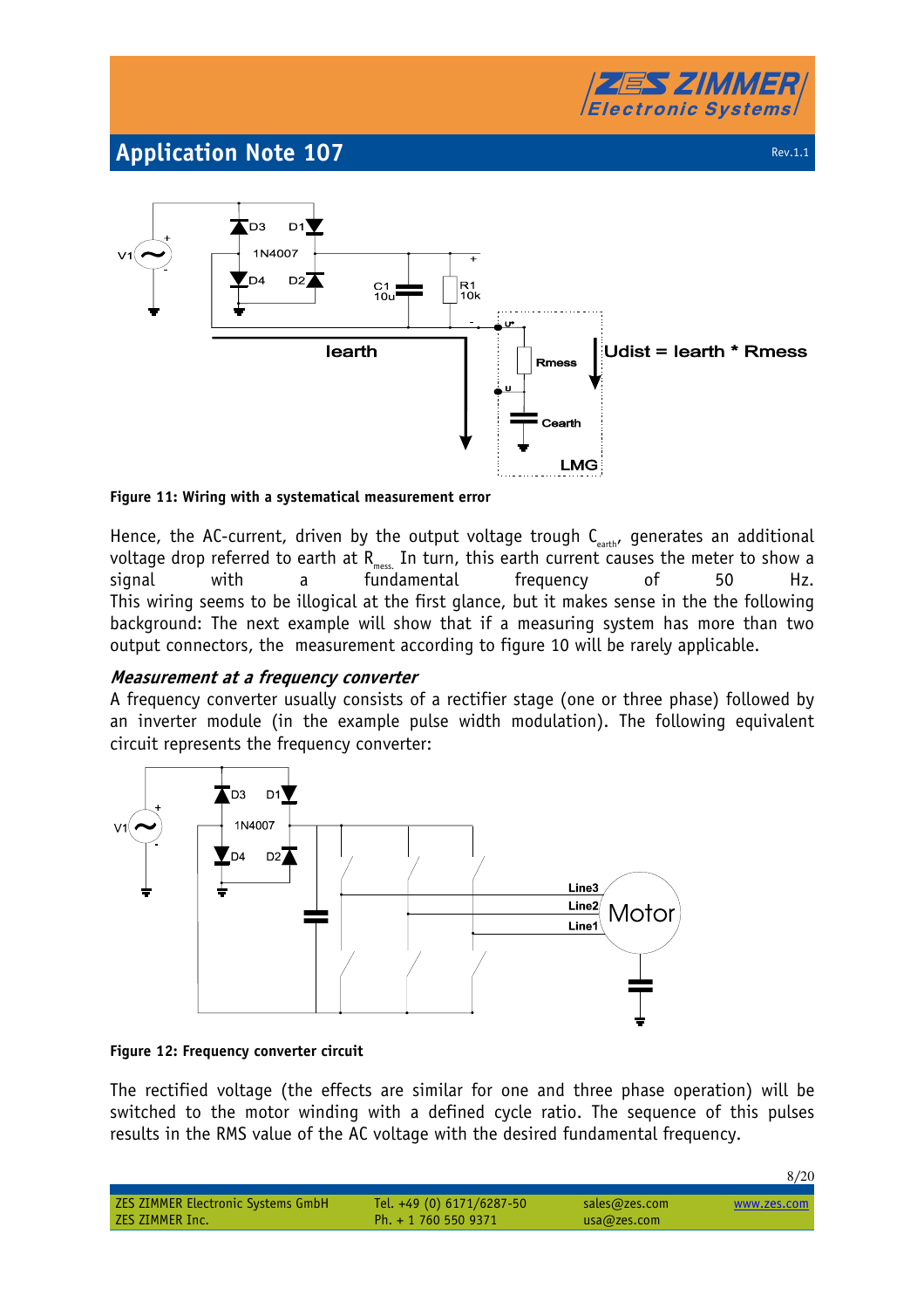**Figure 11: Wiring with a systematical measurement error**

Hence, the AC-current, driven by the output voltage trough $C_{earth}$, generates an additional voltage drop referred to earth at $R_{mess.}$ In turn, this earth current causes the meter to show a signal with a fundamental frequency of 50 Hz.
This wiring seems to be illogical at the first glance, but it makes sense in the the following background: The next example will show that if a measuring system has more than two output connectors, the measurement according to figure 10 will be rarely applicable.

### *Measurement at a frequency converter*

A frequency converter usually consists of a rectifier stage (one or three phase) followed by an inverter module (in the example pulse width modulation). The following equivalent circuit represents the frequency converter:

**Figure 12: Frequency converter circuit**

The rectified voltage (the effects are similar for one and three phase operation) will be switched to the motor winding with a defined cycle ratio. The sequence of this pulses results in the RMS value of the AC voltage with the desired fundamental frequency.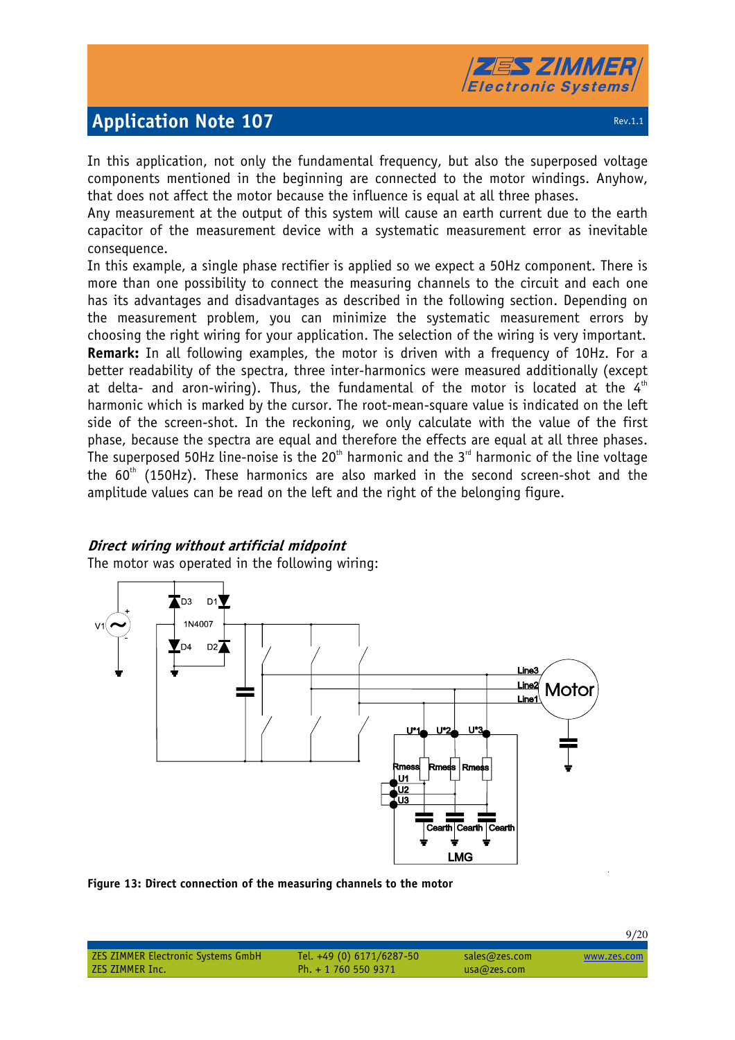In this application, not only the fundamental frequency, but also the superposed voltage components mentioned in the beginning are connected to the motor windings. Anyhow, that does not affect the motor because the influence is equal at all three phases.
Any measurement at the output of this system will cause an earth current due to the earth capacitor of the measurement device with a systematic measurement error as inevitable consequence.
In this example, a single phase rectifier is applied so we expect a 50Hz component. There is more than one possibility to connect the measuring channels to the circuit and each one has its advantages and disadvantages as described in the following section. Depending on the measurement problem, you can minimize the systematic measurement errors by choosing the right wiring for your application. The selection of the wiring is very important.
**Remark:** In all following examples, the motor is driven with a frequency of 10Hz. For a better readability of the spectra, three inter-harmonics were measured additionally (except at delta- and aron-wiring). Thus, the fundamental of the motor is located at the 4th harmonic which is marked by the cursor. The root-mean-square value is indicated on the left side of the screen-shot. In the reckoning, we only calculate with the value of the first phase, because the spectra are equal and therefore the effects are equal at all three phases. The superposed 50Hz line-noise is the 20th harmonic and the 3rd harmonic of the line voltage the 60th (150Hz). These harmonics are also marked in the second screen-shot and the amplitude values can be read on the left and the right of the belonging figure.

### *Direct wiring without artificial midpoint*

The motor was operated in the following wiring:

**Figure 13: Direct connection of the measuring channels to the motor**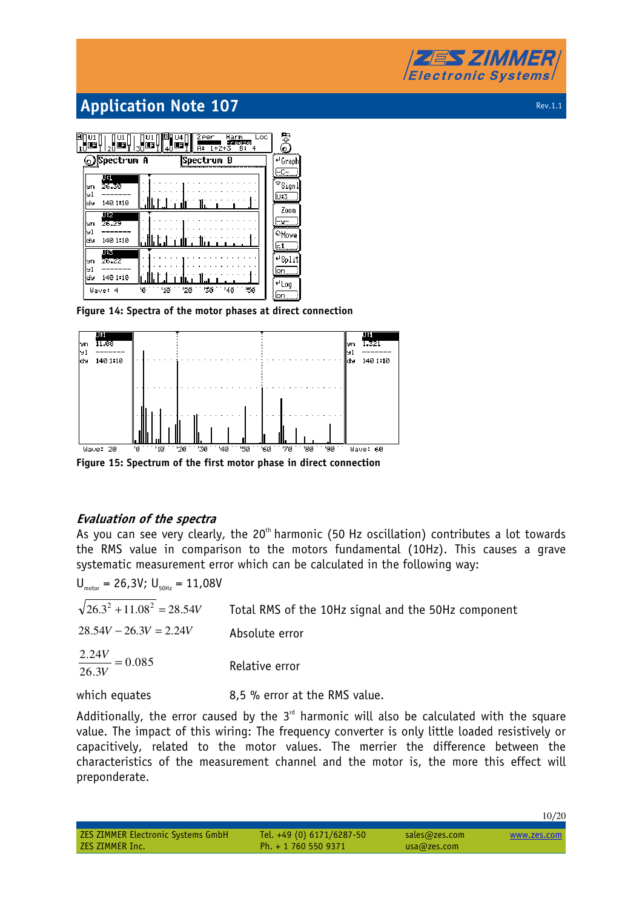Figure 14: Spectra of the motor phases at direct connection

Figure 15: Spectrum of the first motor phase in direct connection

### *Evaluation of the spectra*

As you can see very clearly, the 20[th] harmonic (50 Hz oscillation) contributes a lot towards the RMS value in comparison to the motors fundamental (10Hz). This causes a grave systematic measurement error which can be calculated in the following way:

$U_{motor}$ = 26,3V; $U_{50Hz}$ = 11,08V

| | |
|---|---|
| $\sqrt{26.3^2 + 11.08^2} = 28.54V$ | Total RMS of the 10Hz signal and the 50Hz component |
| $28.54V - 26.3V = 2.24V$ | Absolute error |
| $\frac{2.24V}{26.3V} = 0.085$ | Relative error |
| which equates | 8,5 % error at the RMS value. |

Additionally, the error caused by the 3[rd] harmonic will also be calculated with the square value. The impact of this wiring: The frequency converter is only little loaded resistively or capacitively, related to the motor values. The merrier the difference between the characteristics of the measurement channel and the motor is, the more this effect will preponderate.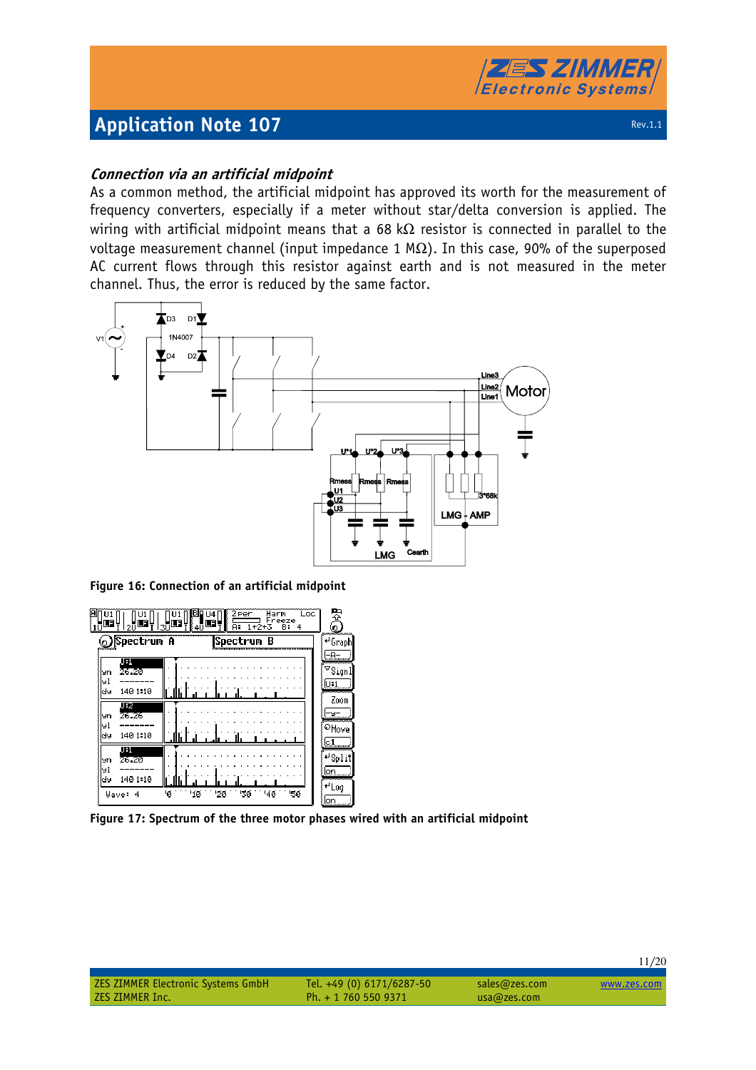### *Connection via an artificial midpoint*

As a common method, the artificial midpoint has approved its worth for the measurement of frequency converters, especially if a meter without star/delta conversion is applied. The wiring with artificial midpoint means that a 68 kΩ resistor is connected in parallel to the voltage measurement channel (input impedance 1 MΩ). In this case, 90% of the superposed AC current flows through this resistor against earth and is not measured in the meter channel. Thus, the error is reduced by the same factor.

**Figure 16: Connection of an artificial midpoint**

**Figure 17: Spectrum of the three motor phases wired with an artificial midpoint**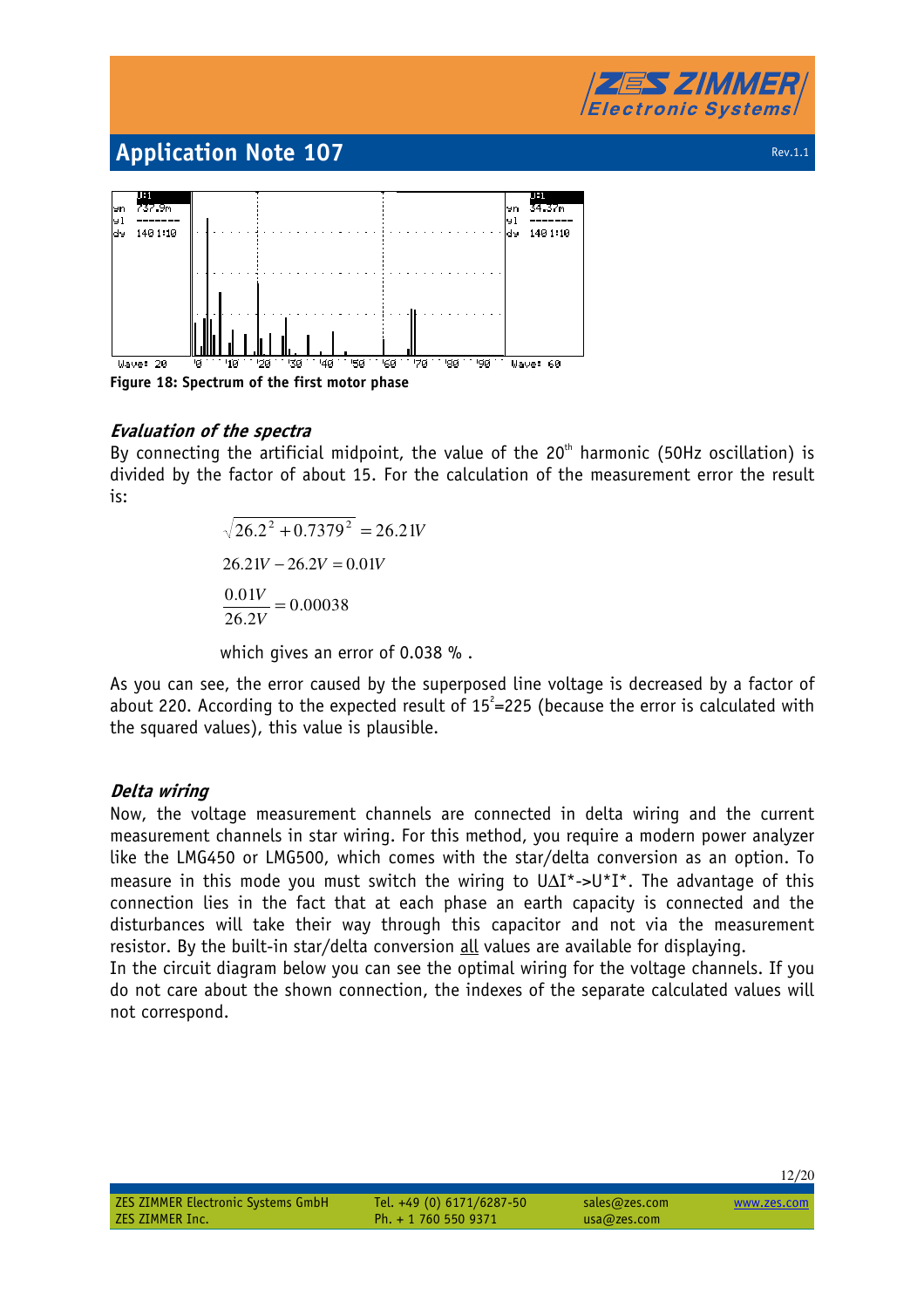Figure 18: Spectrum of the first motor phase

### *Evaluation of the spectra*

By connecting the artificial midpoint, the value of the 20th harmonic (50Hz oscillation) is divided by the factor of about 15. For the calculation of the measurement error the result is:

$$\sqrt{26.2^2 + 0.7379^2} = 26.21V$$

$$26.21V - 26.2V = 0.01V$$

$$\frac{0.01V}{26.2V} = 0.00038$$

which gives an error of 0.038 % .

As you can see, the error caused by the superposed line voltage is decreased by a factor of about 220. According to the expected result of $15^2$=225 (because the error is calculated with the squared values), this value is plausible.

### *Delta wiring*

Now, the voltage measurement channels are connected in delta wiring and the current measurement channels in star wiring. For this method, you require a modern power analyzer like the LMG450 or LMG500, which comes with the star/delta conversion as an option. To measure in this mode you must switch the wiring to UΔI*->U*I*. The advantage of this connection lies in the fact that at each phase an earth capacity is connected and the disturbances will take their way through this capacitor and not via the measurement resistor. By the built-in star/delta conversion all values are available for displaying.
In the circuit diagram below you can see the optimal wiring for the voltage channels. If you do not care about the shown connection, the indexes of the separate calculated values will not correspond.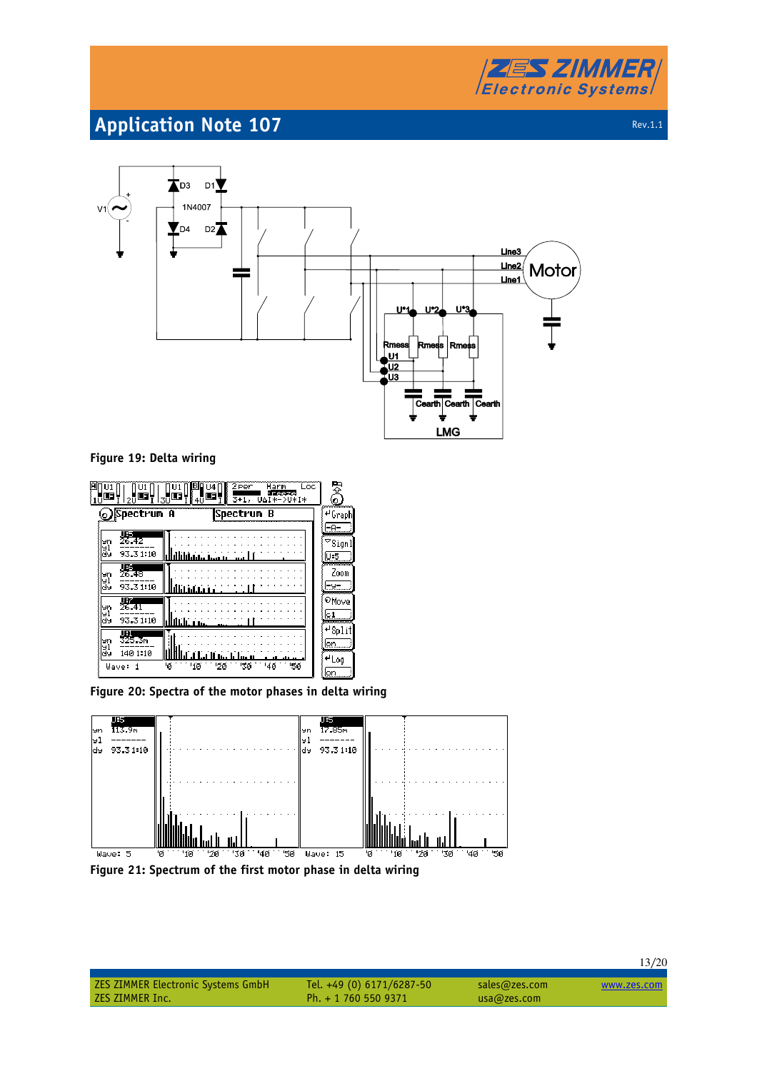Figure 19: Delta wiring

Figure 20: Spectra of the motor phases in delta wiring

Figure 21: Spectrum of the first motor phase in delta wiring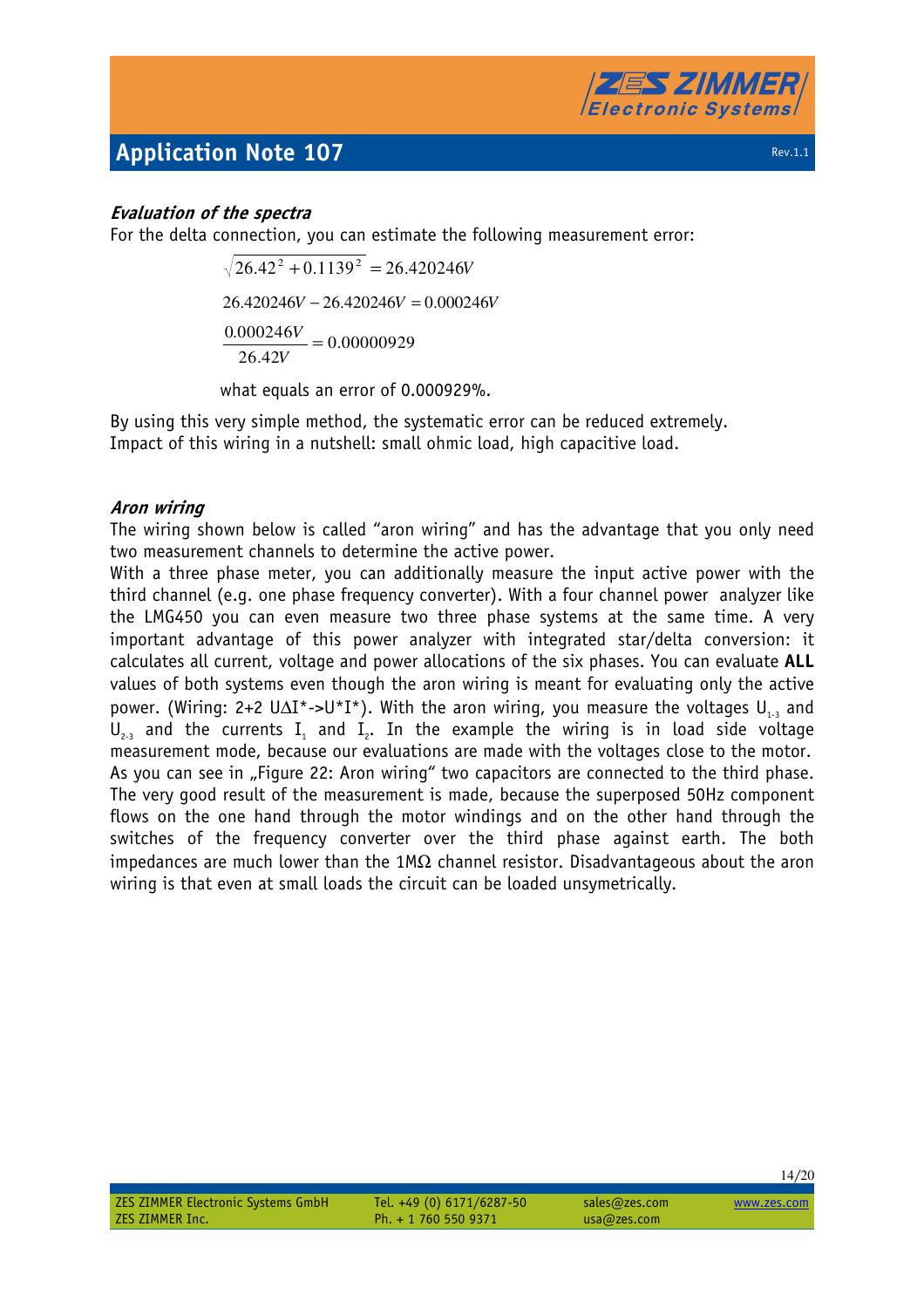### *Evaluation of the spectra*

For the delta connection, you can estimate the following measurement error:

$$\sqrt{26.42^2 + 0.1139^2} = 26.420246V$$

$$26.420246V - 26.420246V = 0.000246V$$

$$\frac{0.000246V}{26.42V} = 0.00000929$$

what equals an error of 0.000929%.

By using this very simple method, the systematic error can be reduced extremely.
Impact of this wiring in a nutshell: small ohmic load, high capacitive load.

### *Aron wiring*

The wiring shown below is called "aron wiring" and has the advantage that you only need two measurement channels to determine the active power.
With a three phase meter, you can additionally measure the input active power with the third channel (e.g. one phase frequency converter). With a four channel power analyzer like the LMG450 you can even measure two three phase systems at the same time. A very important advantage of this power analyzer with integrated star/delta conversion: it calculates all current, voltage and power allocations of the six phases. You can evaluate **ALL** values of both systems even though the aron wiring is meant for evaluating only the active power. (Wiring: 2+2 UΔI*->U*I*). With the aron wiring, you measure the voltages $U_{1-3}$ and $U_{2-3}$ and the currents $I_1$ and $I_2$. In the example the wiring is in load side voltage measurement mode, because our evaluations are made with the voltages close to the motor.
As you can see in „Figure 22: Aron wiring" two capacitors are connected to the third phase. The very good result of the measurement is made, because the superposed 50Hz component flows on the one hand through the motor windings and on the other hand through the switches of the frequency converter over the third phase against earth. The both impedances are much lower than the 1MΩ channel resistor. Disadvantageous about the aron wiring is that even at small loads the circuit can be loaded unsymetrically.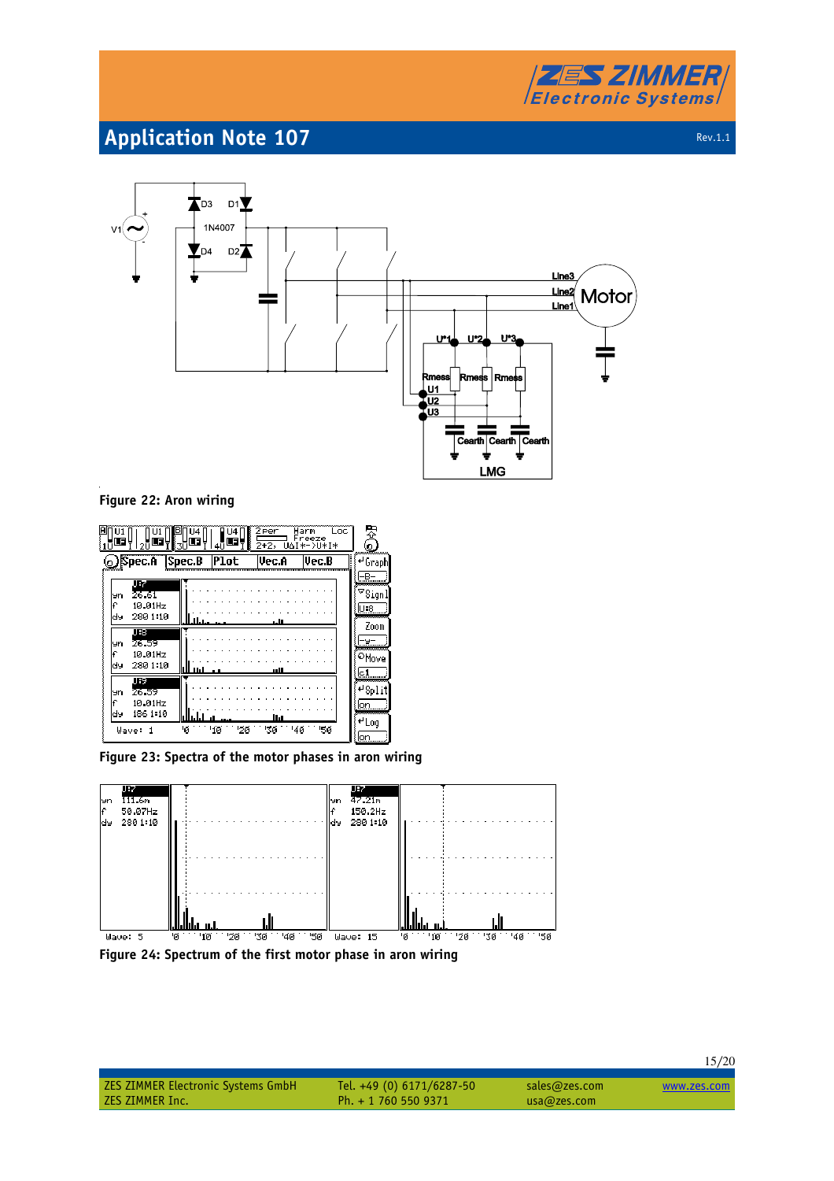Figure 22: Aron wiring

Figure 23: Spectra of the motor phases in aron wiring

Figure 24: Spectrum of the first motor phase in aron wiring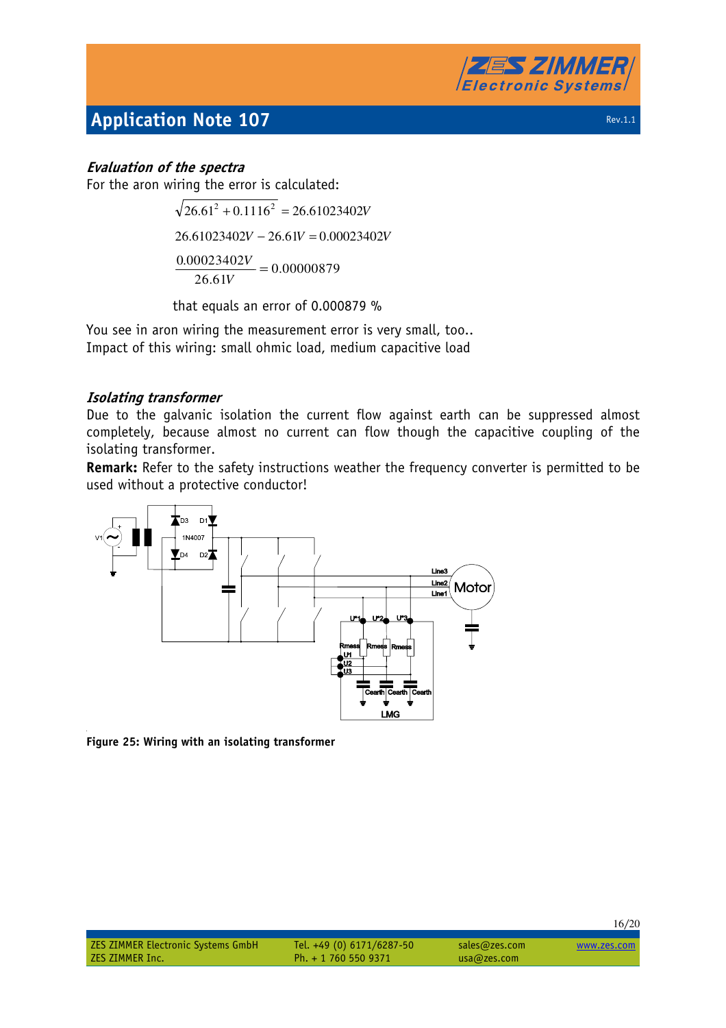### *Evaluation of the spectra*

For the aron wiring the error is calculated:

$$\sqrt{26.61^2 + 0.1116^2} = 26.61023402V$$

$$26.61023402V - 26.61V = 0.00023402V$$

$$\frac{0.00023402V}{26.61V} = 0.00000879$$

that equals an error of 0.000879 %

You see in aron wiring the measurement error is very small, too..
Impact of this wiring: small ohmic load, medium capacitive load

### *Isolating transformer*

Due to the galvanic isolation the current flow against earth can be suppressed almost completely, because almost no current can flow though the capacitive coupling of the isolating transformer.

**Remark:** Refer to the safety instructions weather the frequency converter is permitted to be used without a protective conductor!

**Figure 25: Wiring with an isolating transformer**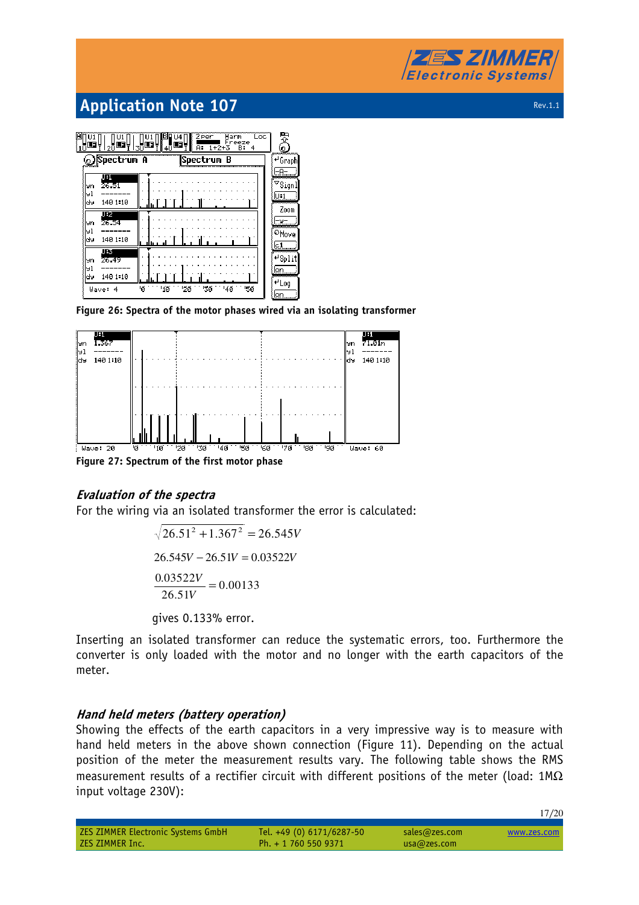Figure 26: Spectra of the motor phases wired via an isolating transformer

Figure 27: Spectrum of the first motor phase

### *Evaluation of the spectra*

For the wiring via an isolated transformer the error is calculated:

$$\sqrt{26.51^2 + 1.367^2} = 26.545V$$

$$26.545V - 26.51V = 0.03522V$$

$$\frac{0.03522V}{26.51V} = 0.00133$$

gives 0.133% error.

Inserting an isolated transformer can reduce the systematic errors, too. Furthermore the converter is only loaded with the motor and no longer with the earth capacitors of the meter.

### *Hand held meters (battery operation)*

Showing the effects of the earth capacitors in a very impressive way is to measure with hand held meters in the above shown connection (Figure 11). Depending on the actual position of the meter the measurement results vary. The following table shows the RMS measurement results of a rectifier circuit with different positions of the meter (load: 1MΩ input voltage 230V):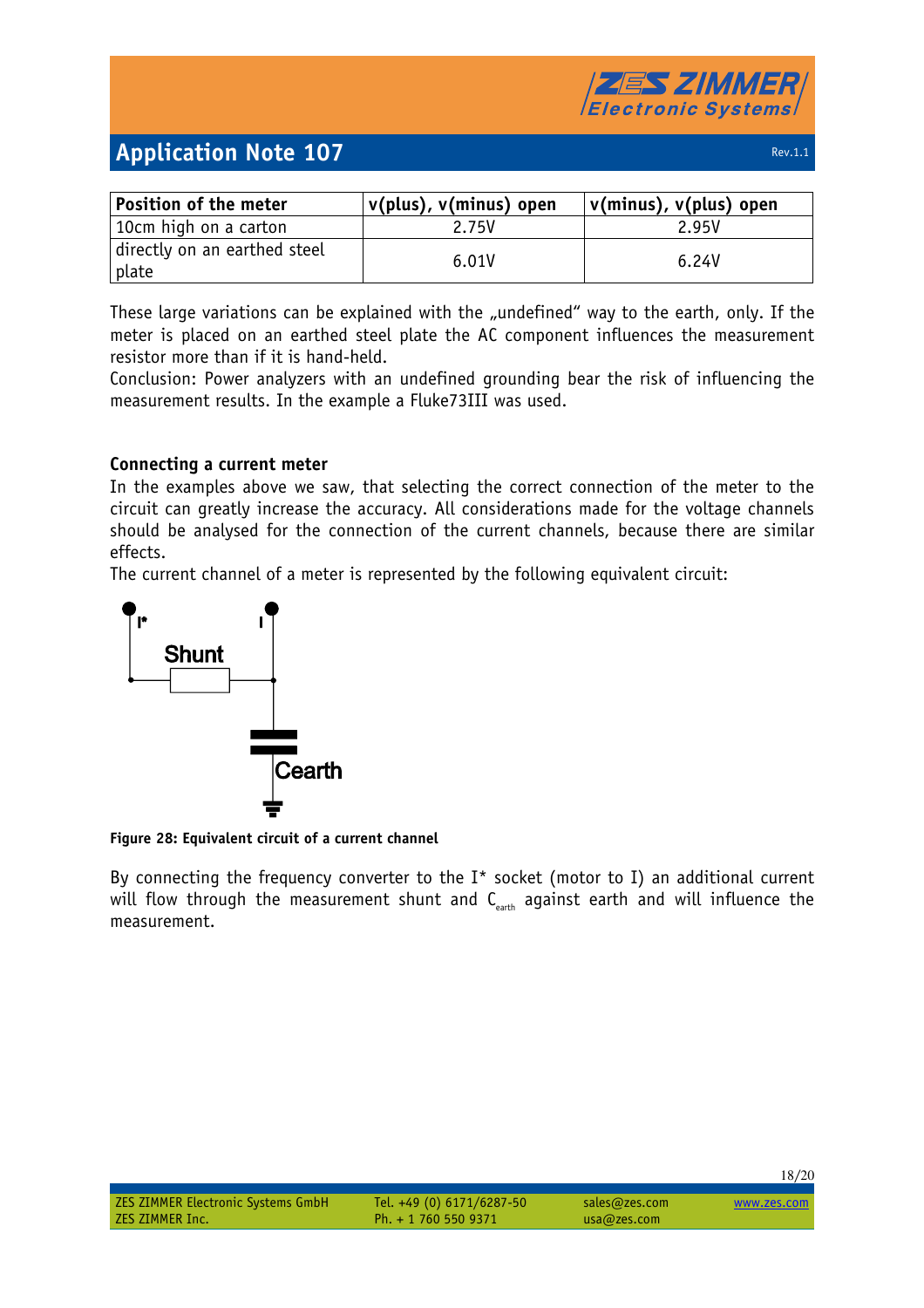| Position of the meter | v(plus), v(minus) open | v(minus), v(plus) open |
|---|---|---|
| 10cm high on a carton | 2.75V | 2.95V |
| directly on an earthed steel plate | 6.01V | 6.24V |

These large variations can be explained with the „undefined" way to the earth, only. If the meter is placed on an earthed steel plate the AC component influences the measurement resistor more than if it is hand-held.
Conclusion: Power analyzers with an undefined grounding bear the risk of influencing the measurement results. In the example a Fluke73III was used.

### Connecting a current meter

In the examples above we saw, that selecting the correct connection of the meter to the circuit can greatly increase the accuracy. All considerations made for the voltage channels should be analysed for the connection of the current channels, because there are similar effects.
The current channel of a meter is represented by the following equivalent circuit:

**Figure 28: Equivalent circuit of a current channel**

By connecting the frequency converter to the I* socket (motor to I) an additional current will flow through the measurement shunt and $C_{earth}$ against earth and will influence the measurement.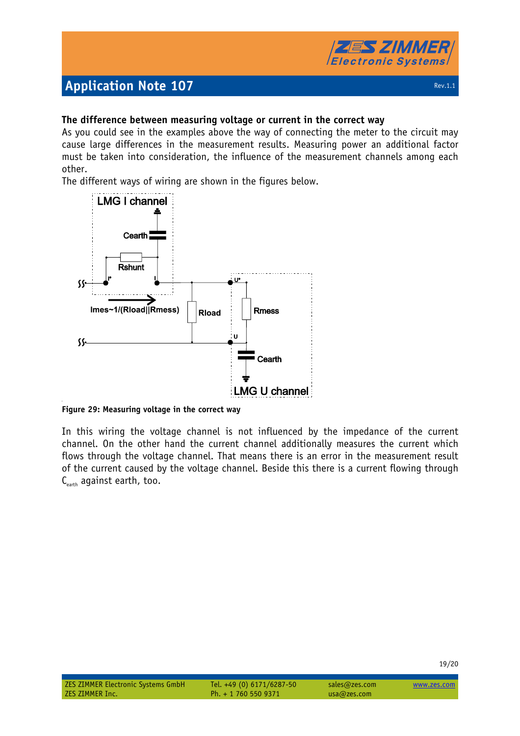### The difference between measuring voltage or current in the correct way

As you could see in the examples above the way of connecting the meter to the circuit may cause large differences in the measurement results. Measuring power an additional factor must be taken into consideration, the influence of the measurement channels among each other.

The different ways of wiring are shown in the figures below.

**Figure 29: Measuring voltage in the correct way**

In this wiring the voltage channel is not influenced by the impedance of the current channel. On the other hand the current channel additionally measures the current which flows through the voltage channel. That means there is an error in the measurement result of the current caused by the voltage channel. Beside this there is a current flowing through $C_{earth}$ against earth, too.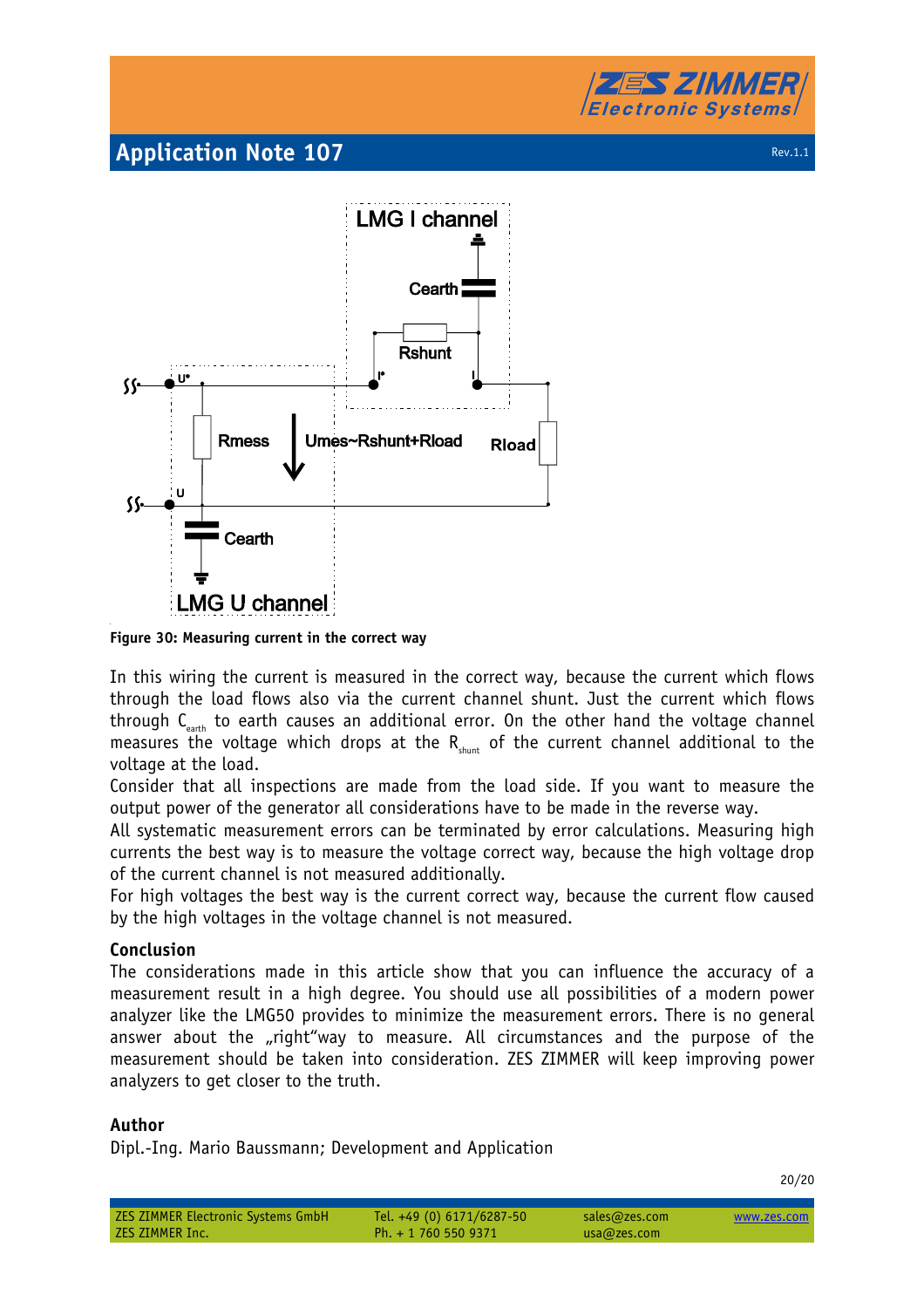LMG I channel

Cearth

Rshunt

U*

I*

I

Rmess

Umes~Rshunt+Rload

Rload

U

Cearth

LMG U channel

**Figure 30: Measuring current in the correct way**

In this wiring the current is measured in the correct way, because the current which flows through the load flows also via the current channel shunt. Just the current which flows through $C_{earth}$ to earth causes an additional error. On the other hand the voltage channel measures the voltage which drops at the $R_{shunt}$ of the current channel additional to the voltage at the load.
Consider that all inspections are made from the load side. If you want to measure the output power of the generator all considerations have to be made in the reverse way.
All systematic measurement errors can be terminated by error calculations. Measuring high currents the best way is to measure the voltage correct way, because the high voltage drop of the current channel is not measured additionally.
For high voltages the best way is the current correct way, because the current flow caused by the high voltages in the voltage channel is not measured.

### Conclusion

The considerations made in this article show that you can influence the accuracy of a measurement result in a high degree. You should use all possibilities of a modern power analyzer like the LMG50 provides to minimize the measurement errors. There is no general answer about the „right"way to measure. All circumstances and the purpose of the measurement should be taken into consideration. ZES ZIMMER will keep improving power analyzers to get closer to the truth.

### Author

Dipl.-Ing. Mario Baussmann; Development and Application